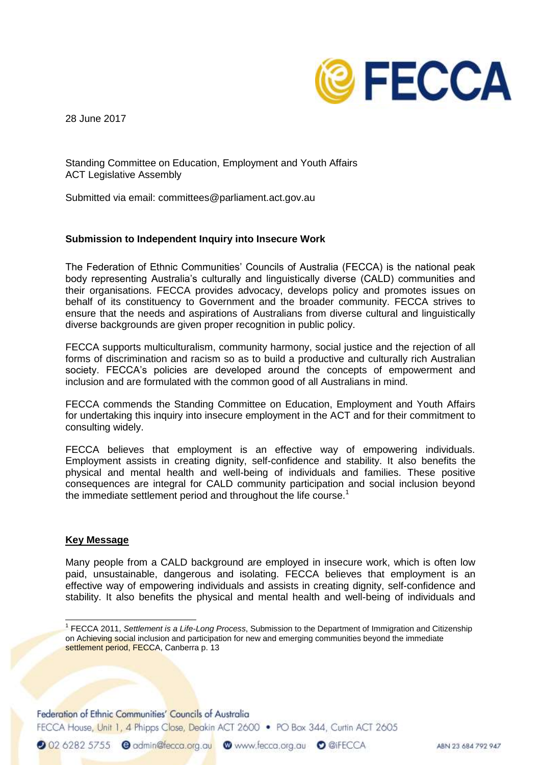28 June 2017

Standing Committee on Education, Employment and Youth Affairs
ACT Legislative Assembly

Submitted via email: committees@parliament.act.gov.au

**Submission to Independent Inquiry into Insecure Work**

The Federation of Ethnic Communities' Councils of Australia (FECCA) is the national peak body representing Australia's culturally and linguistically diverse (CALD) communities and their organisations. FECCA provides advocacy, develops policy and promotes issues on behalf of its constituency to Government and the broader community. FECCA strives to ensure that the needs and aspirations of Australians from diverse cultural and linguistically diverse backgrounds are given proper recognition in public policy.

FECCA supports multiculturalism, community harmony, social justice and the rejection of all forms of discrimination and racism so as to build a productive and culturally rich Australian society. FECCA's policies are developed around the concepts of empowerment and inclusion and are formulated with the common good of all Australians in mind.

FECCA commends the Standing Committee on Education, Employment and Youth Affairs for undertaking this inquiry into insecure employment in the ACT and for their commitment to consulting widely.

FECCA believes that employment is an effective way of empowering individuals. Employment assists in creating dignity, self-confidence and stability. It also benefits the physical and mental health and well-being of individuals and families. These positive consequences are integral for CALD community participation and social inclusion beyond the immediate settlement period and throughout the life course.[1]

## Key Message

Many people from a CALD background are employed in insecure work, which is often low paid, unsustainable, dangerous and isolating. FECCA believes that employment is an effective way of empowering individuals and assists in creating dignity, self-confidence and stability. It also benefits the physical and mental health and well-being of individuals and

---

[1] FECCA 2011, *Settlement is a Life-Long Process*, Submission to the Department of Immigration and Citizenship on Achieving social inclusion and participation for new and emerging communities beyond the immediate settlement period, FECCA, Canberra p. 13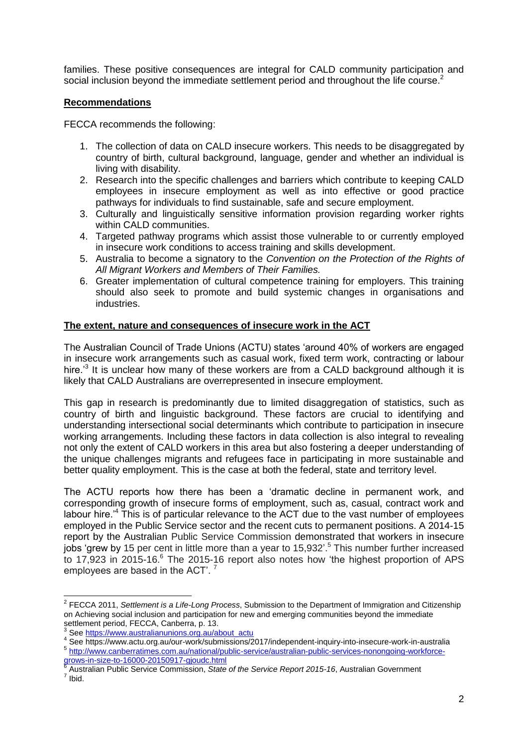families. These positive consequences are integral for CALD community participation and social inclusion beyond the immediate settlement period and throughout the life course.[2]

**Recommendations**

FECCA recommends the following:

1. The collection of data on CALD insecure workers. This needs to be disaggregated by country of birth, cultural background, language, gender and whether an individual is living with disability.
2. Research into the specific challenges and barriers which contribute to keeping CALD employees in insecure employment as well as into effective or good practice pathways for individuals to find sustainable, safe and secure employment.
3. Culturally and linguistically sensitive information provision regarding worker rights within CALD communities.
4. Targeted pathway programs which assist those vulnerable to or currently employed in insecure work conditions to access training and skills development.
5. Australia to become a signatory to the *Convention on the Protection of the Rights of All Migrant Workers and Members of Their Families.*
6. Greater implementation of cultural competence training for employers. This training should also seek to promote and build systemic changes in organisations and industries.

**The extent, nature and consequences of insecure work in the ACT**

The Australian Council of Trade Unions (ACTU) states 'around 40% of workers are engaged in insecure work arrangements such as casual work, fixed term work, contracting or labour hire.'[3] It is unclear how many of these workers are from a CALD background although it is likely that CALD Australians are overrepresented in insecure employment.

This gap in research is predominantly due to limited disaggregation of statistics, such as country of birth and linguistic background. These factors are crucial to identifying and understanding intersectional social determinants which contribute to participation in insecure working arrangements. Including these factors in data collection is also integral to revealing not only the extent of CALD workers in this area but also fostering a deeper understanding of the unique challenges migrants and refugees face in participating in more sustainable and better quality employment. This is the case at both the federal, state and territory level.

The ACTU reports how there has been a 'dramatic decline in permanent work, and corresponding growth of insecure forms of employment, such as, casual, contract work and labour hire.'[4] This is of particular relevance to the ACT due to the vast number of employees employed in the Public Service sector and the recent cuts to permanent positions. A 2014-15 report by the Australian Public Service Commission demonstrated that workers in insecure jobs 'grew by 15 per cent in little more than a year to 15,932'.[5] This number further increased to 17,923 in 2015-16.[6] The 2015-16 report also notes how 'the highest proportion of APS employees are based in the ACT'.[7]

---

[2] FECCA 2011, *Settlement is a Life-Long Process*, Submission to the Department of Immigration and Citizenship on Achieving social inclusion and participation for new and emerging communities beyond the immediate settlement period, FECCA, Canberra, p. 13.

[3] See https://www.australianunions.org.au/about_actu

[4] See https://www.actu.org.au/our-work/submissions/2017/independent-inquiry-into-insecure-work-in-australia

[5] http://www.canberratimes.com.au/national/public-service/australian-public-services-nonongoing-workforce-grows-in-size-to-16000-20150917-gjoudc.html

[6] Australian Public Service Commission, *State of the Service Report 2015-16*, Australian Government

[7] Ibid.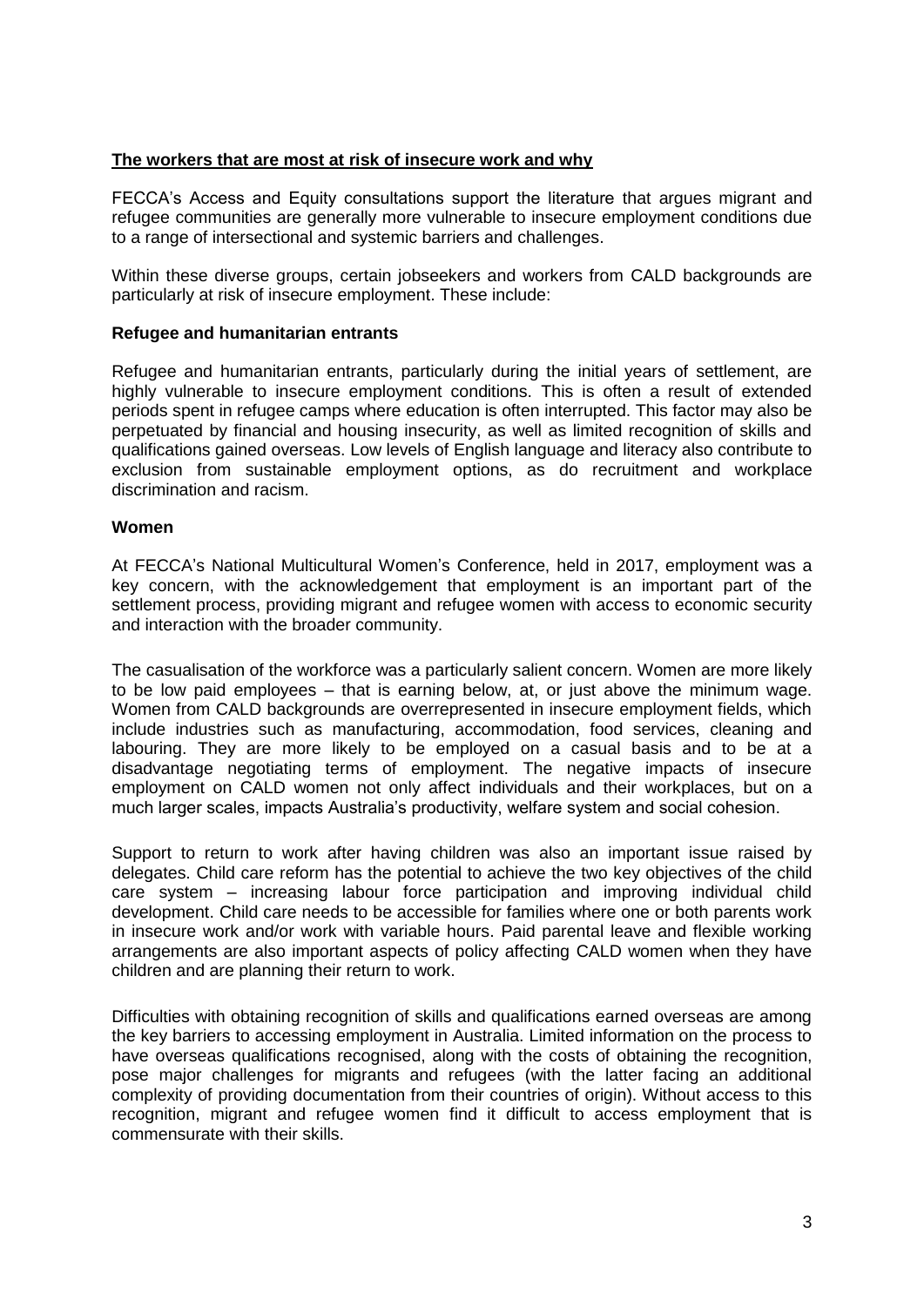## The workers that are most at risk of insecure work and why

FECCA's Access and Equity consultations support the literature that argues migrant and refugee communities are generally more vulnerable to insecure employment conditions due to a range of intersectional and systemic barriers and challenges.

Within these diverse groups, certain jobseekers and workers from CALD backgrounds are particularly at risk of insecure employment. These include:

### Refugee and humanitarian entrants

Refugee and humanitarian entrants, particularly during the initial years of settlement, are highly vulnerable to insecure employment conditions. This is often a result of extended periods spent in refugee camps where education is often interrupted. This factor may also be perpetuated by financial and housing insecurity, as well as limited recognition of skills and qualifications gained overseas. Low levels of English language and literacy also contribute to exclusion from sustainable employment options, as do recruitment and workplace discrimination and racism.

### Women

At FECCA's National Multicultural Women's Conference, held in 2017, employment was a key concern, with the acknowledgement that employment is an important part of the settlement process, providing migrant and refugee women with access to economic security and interaction with the broader community.

The casualisation of the workforce was a particularly salient concern. Women are more likely to be low paid employees – that is earning below, at, or just above the minimum wage. Women from CALD backgrounds are overrepresented in insecure employment fields, which include industries such as manufacturing, accommodation, food services, cleaning and labouring. They are more likely to be employed on a casual basis and to be at a disadvantage negotiating terms of employment. The negative impacts of insecure employment on CALD women not only affect individuals and their workplaces, but on a much larger scales, impacts Australia's productivity, welfare system and social cohesion.

Support to return to work after having children was also an important issue raised by delegates. Child care reform has the potential to achieve the two key objectives of the child care system – increasing labour force participation and improving individual child development. Child care needs to be accessible for families where one or both parents work in insecure work and/or work with variable hours. Paid parental leave and flexible working arrangements are also important aspects of policy affecting CALD women when they have children and are planning their return to work.

Difficulties with obtaining recognition of skills and qualifications earned overseas are among the key barriers to accessing employment in Australia. Limited information on the process to have overseas qualifications recognised, along with the costs of obtaining the recognition, pose major challenges for migrants and refugees (with the latter facing an additional complexity of providing documentation from their countries of origin). Without access to this recognition, migrant and refugee women find it difficult to access employment that is commensurate with their skills.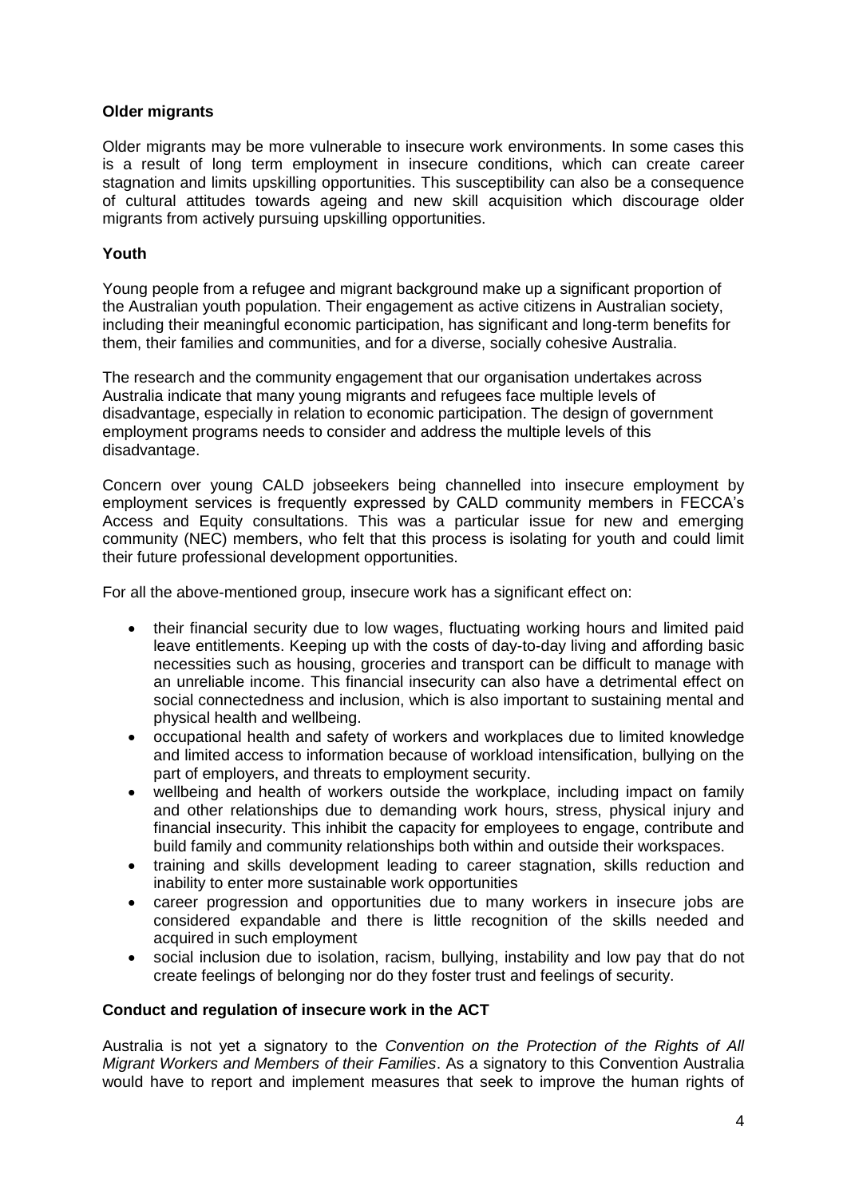### Older migrants

Older migrants may be more vulnerable to insecure work environments. In some cases this is a result of long term employment in insecure conditions, which can create career stagnation and limits upskilling opportunities. This susceptibility can also be a consequence of cultural attitudes towards ageing and new skill acquisition which discourage older migrants from actively pursuing upskilling opportunities.

### Youth

Young people from a refugee and migrant background make up a significant proportion of the Australian youth population. Their engagement as active citizens in Australian society, including their meaningful economic participation, has significant and long-term benefits for them, their families and communities, and for a diverse, socially cohesive Australia.

The research and the community engagement that our organisation undertakes across Australia indicate that many young migrants and refugees face multiple levels of disadvantage, especially in relation to economic participation. The design of government employment programs needs to consider and address the multiple levels of this disadvantage.

Concern over young CALD jobseekers being channelled into insecure employment by employment services is frequently expressed by CALD community members in FECCA's Access and Equity consultations. This was a particular issue for new and emerging community (NEC) members, who felt that this process is isolating for youth and could limit their future professional development opportunities.

For all the above-mentioned group, insecure work has a significant effect on:

- their financial security due to low wages, fluctuating working hours and limited paid leave entitlements. Keeping up with the costs of day-to-day living and affording basic necessities such as housing, groceries and transport can be difficult to manage with an unreliable income. This financial insecurity can also have a detrimental effect on social connectedness and inclusion, which is also important to sustaining mental and physical health and wellbeing.
- occupational health and safety of workers and workplaces due to limited knowledge and limited access to information because of workload intensification, bullying on the part of employers, and threats to employment security.
- wellbeing and health of workers outside the workplace, including impact on family and other relationships due to demanding work hours, stress, physical injury and financial insecurity. This inhibit the capacity for employees to engage, contribute and build family and community relationships both within and outside their workspaces.
- training and skills development leading to career stagnation, skills reduction and inability to enter more sustainable work opportunities
- career progression and opportunities due to many workers in insecure jobs are considered expandable and there is little recognition of the skills needed and acquired in such employment
- social inclusion due to isolation, racism, bullying, instability and low pay that do not create feelings of belonging nor do they foster trust and feelings of security.

### Conduct and regulation of insecure work in the ACT

Australia is not yet a signatory to the *Convention on the Protection of the Rights of All Migrant Workers and Members of their Families*. As a signatory to this Convention Australia would have to report and implement measures that seek to improve the human rights of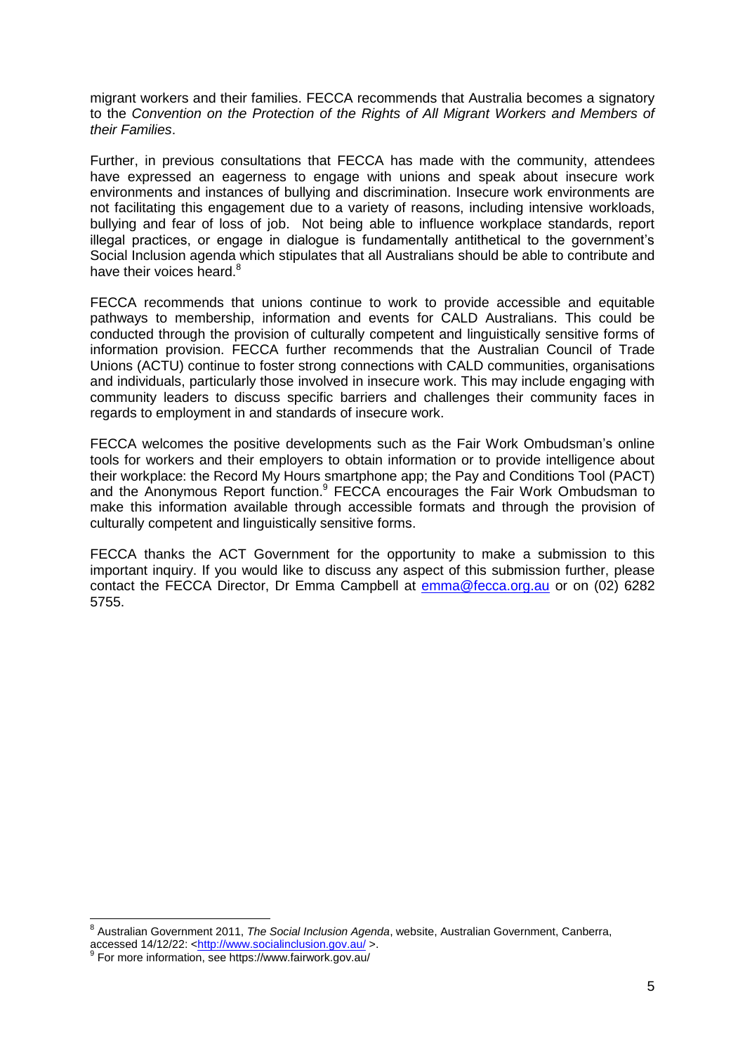migrant workers and their families. FECCA recommends that Australia becomes a signatory to the *Convention on the Protection of the Rights of All Migrant Workers and Members of their Families*.

Further, in previous consultations that FECCA has made with the community, attendees have expressed an eagerness to engage with unions and speak about insecure work environments and instances of bullying and discrimination. Insecure work environments are not facilitating this engagement due to a variety of reasons, including intensive workloads, bullying and fear of loss of job. Not being able to influence workplace standards, report illegal practices, or engage in dialogue is fundamentally antithetical to the government's Social Inclusion agenda which stipulates that all Australians should be able to contribute and have their voices heard.[8]

FECCA recommends that unions continue to work to provide accessible and equitable pathways to membership, information and events for CALD Australians. This could be conducted through the provision of culturally competent and linguistically sensitive forms of information provision. FECCA further recommends that the Australian Council of Trade Unions (ACTU) continue to foster strong connections with CALD communities, organisations and individuals, particularly those involved in insecure work. This may include engaging with community leaders to discuss specific barriers and challenges their community faces in regards to employment in and standards of insecure work.

FECCA welcomes the positive developments such as the Fair Work Ombudsman's online tools for workers and their employers to obtain information or to provide intelligence about their workplace: the Record My Hours smartphone app; the Pay and Conditions Tool (PACT) and the Anonymous Report function.[9] FECCA encourages the Fair Work Ombudsman to make this information available through accessible formats and through the provision of culturally competent and linguistically sensitive forms.

FECCA thanks the ACT Government for the opportunity to make a submission to this important inquiry. If you would like to discuss any aspect of this submission further, please contact the FECCA Director, Dr Emma Campbell at emma@fecca.org.au or on (02) 6282 5755.

---

[8] Australian Government 2011, *The Social Inclusion Agenda*, website, Australian Government, Canberra, accessed 14/12/22: <http://www.socialinclusion.gov.au/ >.

[9] For more information, see https://www.fairwork.gov.au/